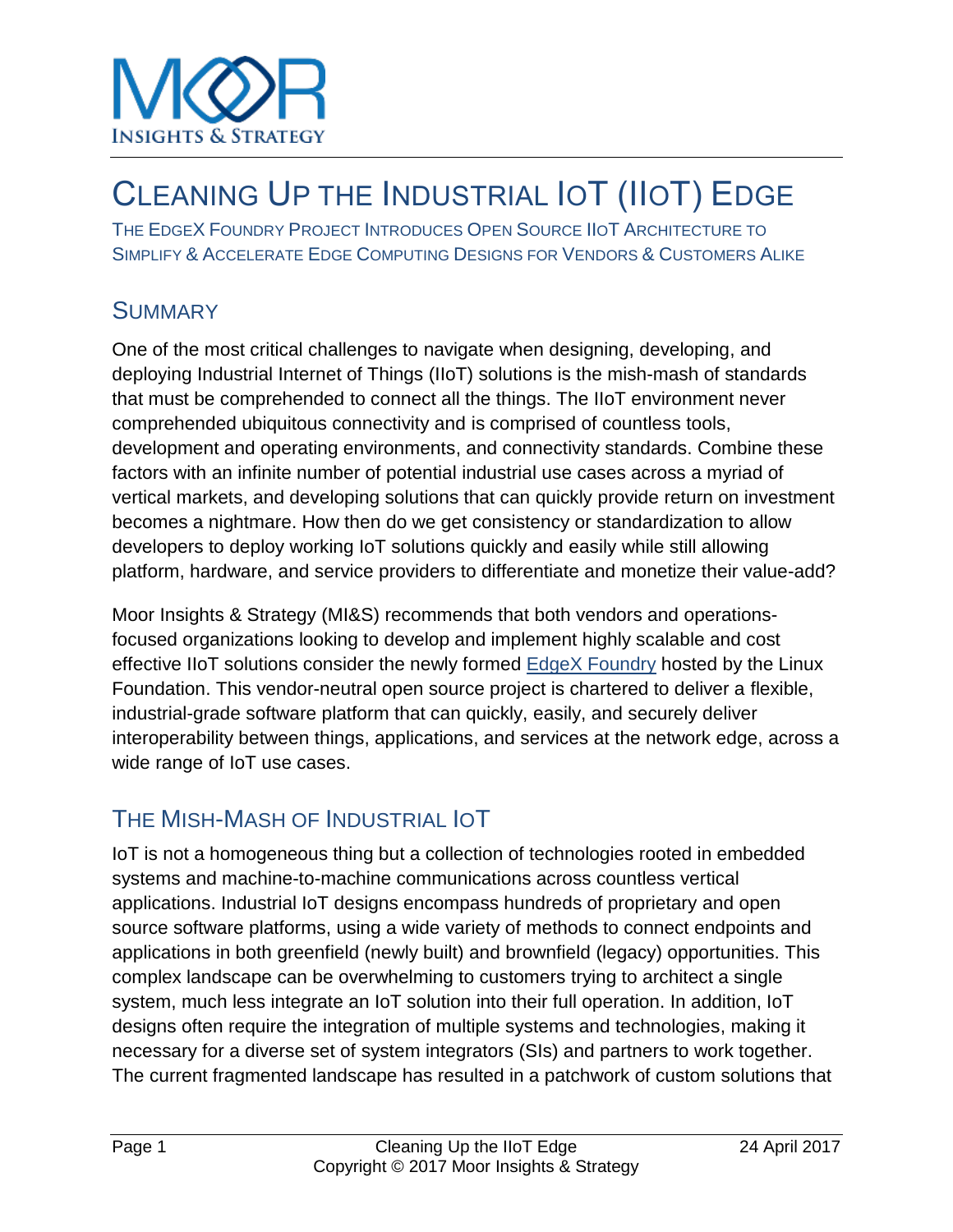# CLEANING UP THE INDUSTRIAL IOT (IIOT) EDGE

THE EDGEX FOUNDRY PROJECT INTRODUCES OPEN SOURCE IIOT ARCHITECTURE TO SIMPLIFY & ACCELERATE EDGE COMPUTING DESIGNS FOR VENDORS & CUSTOMERS ALIKE

## SUMMARY

One of the most critical challenges to navigate when designing, developing, and deploying Industrial Internet of Things (IIoT) solutions is the mish-mash of standards that must be comprehended to connect all the things. The IIoT environment never comprehended ubiquitous connectivity and is comprised of countless tools, development and operating environments, and connectivity standards. Combine these factors with an infinite number of potential industrial use cases across a myriad of vertical markets, and developing solutions that can quickly provide return on investment becomes a nightmare. How then do we get consistency or standardization to allow developers to deploy working IoT solutions quickly and easily while still allowing platform, hardware, and service providers to differentiate and monetize their value-add?

Moor Insights & Strategy (MI&S) recommends that both vendors and operations-focused organizations looking to develop and implement highly scalable and cost effective IIoT solutions consider the newly formed EdgeX Foundry hosted by the Linux Foundation. This vendor-neutral open source project is chartered to deliver a flexible, industrial-grade software platform that can quickly, easily, and securely deliver interoperability between things, applications, and services at the network edge, across a wide range of IoT use cases.

## THE MISH-MASH OF INDUSTRIAL IOT

IoT is not a homogeneous thing but a collection of technologies rooted in embedded systems and machine-to-machine communications across countless vertical applications. Industrial IoT designs encompass hundreds of proprietary and open source software platforms, using a wide variety of methods to connect endpoints and applications in both greenfield (newly built) and brownfield (legacy) opportunities. This complex landscape can be overwhelming to customers trying to architect a single system, much less integrate an IoT solution into their full operation. In addition, IoT designs often require the integration of multiple systems and technologies, making it necessary for a diverse set of system integrators (SIs) and partners to work together. The current fragmented landscape has resulted in a patchwork of custom solutions that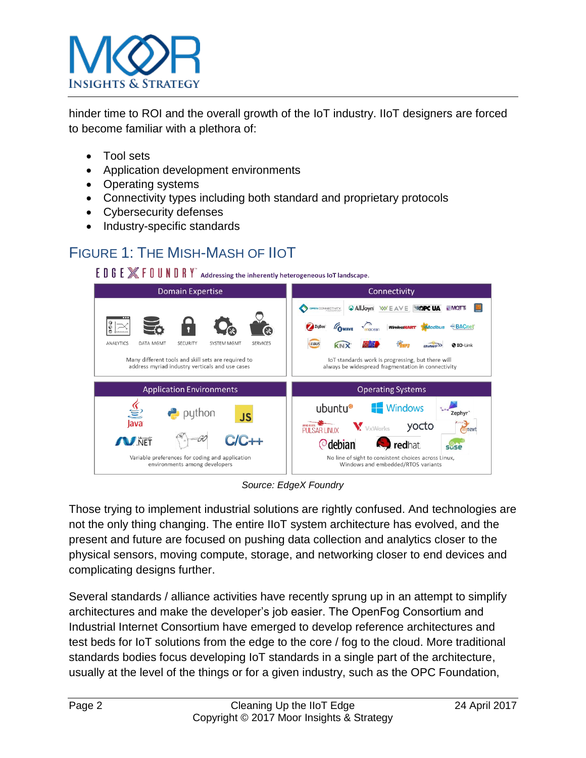hinder time to ROI and the overall growth of the IoT industry. IIoT designers are forced to become familiar with a plethora of:

- Tool sets
- Application development environments
- Operating systems
- Connectivity types including both standard and proprietary protocols
- Cybersecurity defenses
- Industry-specific standards

## Figure 1: The Mish-Mash of IIoT

*Source: EdgeX Foundry*

Those trying to implement industrial solutions are rightly confused. And technologies are not the only thing changing. The entire IIoT system architecture has evolved, and the present and future are focused on pushing data collection and analytics closer to the physical sensors, moving compute, storage, and networking closer to end devices and complicating designs further.

Several standards / alliance activities have recently sprung up in an attempt to simplify architectures and make the developer's job easier. The OpenFog Consortium and Industrial Internet Consortium have emerged to develop reference architectures and test beds for IoT solutions from the edge to the core / fog to the cloud. More traditional standards bodies focus developing IoT standards in a single part of the architecture, usually at the level of the things or for a given industry, such as the OPC Foundation,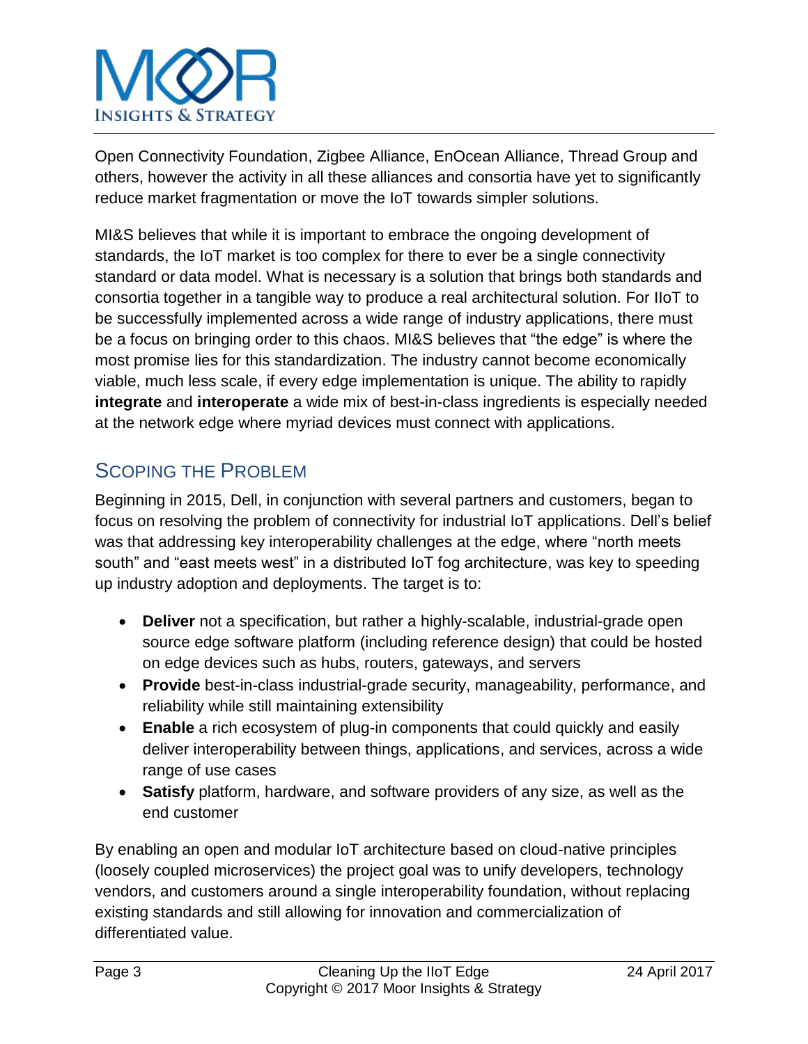Open Connectivity Foundation, Zigbee Alliance, EnOcean Alliance, Thread Group and others, however the activity in all these alliances and consortia have yet to significantly reduce market fragmentation or move the IoT towards simpler solutions.

MI&S believes that while it is important to embrace the ongoing development of standards, the IoT market is too complex for there to ever be a single connectivity standard or data model. What is necessary is a solution that brings both standards and consortia together in a tangible way to produce a real architectural solution. For IIoT to be successfully implemented across a wide range of industry applications, there must be a focus on bringing order to this chaos. MI&S believes that "the edge" is where the most promise lies for this standardization. The industry cannot become economically viable, much less scale, if every edge implementation is unique. The ability to rapidly **integrate** and **interoperate** a wide mix of best-in-class ingredients is especially needed at the network edge where myriad devices must connect with applications.

## Scoping the Problem

Beginning in 2015, Dell, in conjunction with several partners and customers, began to focus on resolving the problem of connectivity for industrial IoT applications. Dell's belief was that addressing key interoperability challenges at the edge, where "north meets south" and "east meets west" in a distributed IoT fog architecture, was key to speeding up industry adoption and deployments. The target is to:

- **Deliver** not a specification, but rather a highly-scalable, industrial-grade open source edge software platform (including reference design) that could be hosted on edge devices such as hubs, routers, gateways, and servers
- **Provide** best-in-class industrial-grade security, manageability, performance, and reliability while still maintaining extensibility
- **Enable** a rich ecosystem of plug-in components that could quickly and easily deliver interoperability between things, applications, and services, across a wide range of use cases
- **Satisfy** platform, hardware, and software providers of any size, as well as the end customer

By enabling an open and modular IoT architecture based on cloud-native principles (loosely coupled microservices) the project goal was to unify developers, technology vendors, and customers around a single interoperability foundation, without replacing existing standards and still allowing for innovation and commercialization of differentiated value.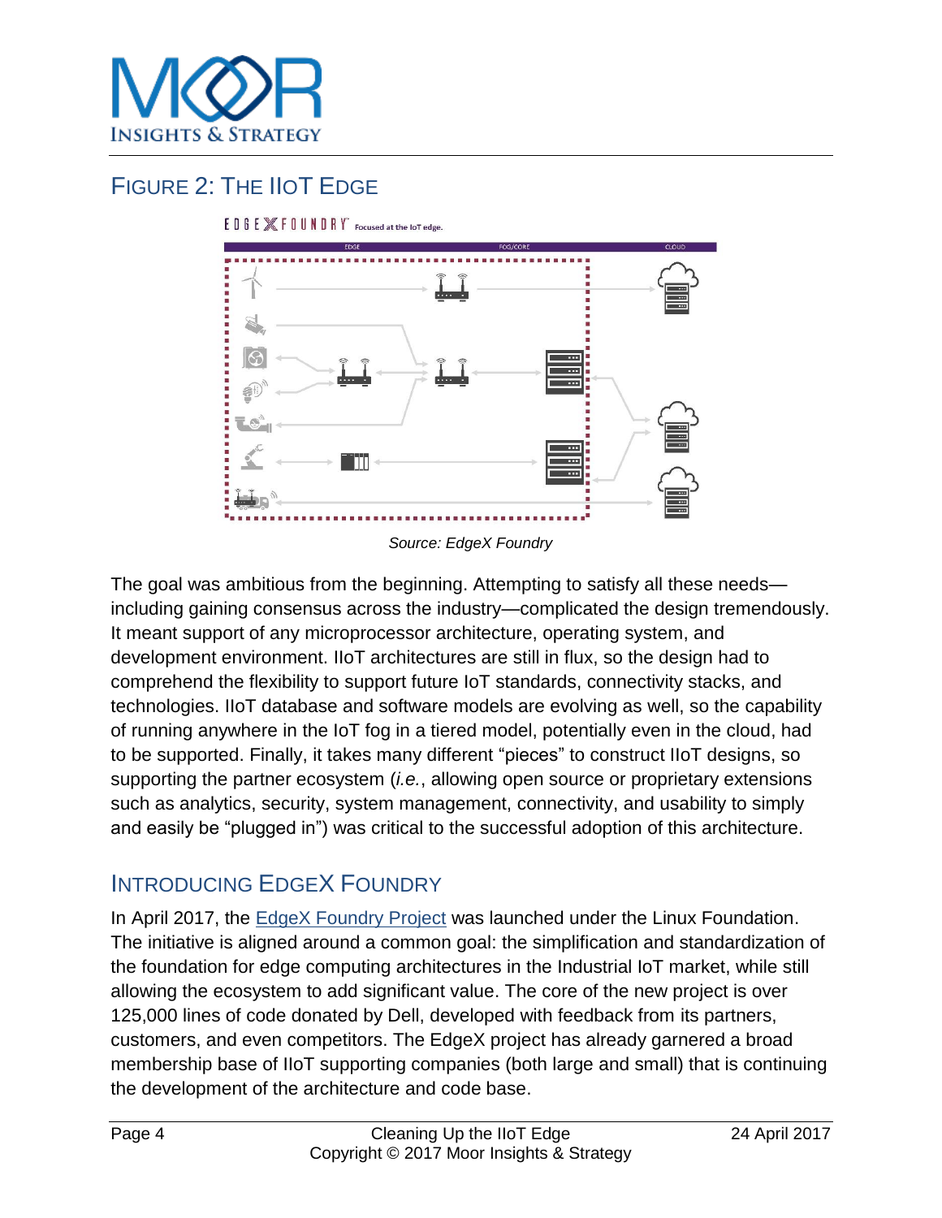## FIGURE 2: THE IIOT EDGE

Source: EdgeX Foundry

The goal was ambitious from the beginning. Attempting to satisfy all these needs—including gaining consensus across the industry—complicated the design tremendously. It meant support of any microprocessor architecture, operating system, and development environment. IIoT architectures are still in flux, so the design had to comprehend the flexibility to support future IoT standards, connectivity stacks, and technologies. IIoT database and software models are evolving as well, so the capability of running anywhere in the IoT fog in a tiered model, potentially even in the cloud, had to be supported. Finally, it takes many different "pieces" to construct IIoT designs, so supporting the partner ecosystem (*i.e.*, allowing open source or proprietary extensions such as analytics, security, system management, connectivity, and usability to simply and easily be "plugged in") was critical to the successful adoption of this architecture.

## INTRODUCING EDGEX FOUNDRY

In April 2017, the EdgeX Foundry Project was launched under the Linux Foundation. The initiative is aligned around a common goal: the simplification and standardization of the foundation for edge computing architectures in the Industrial IoT market, while still allowing the ecosystem to add significant value. The core of the new project is over 125,000 lines of code donated by Dell, developed with feedback from its partners, customers, and even competitors. The EdgeX project has already garnered a broad membership base of IIoT supporting companies (both large and small) that is continuing the development of the architecture and code base.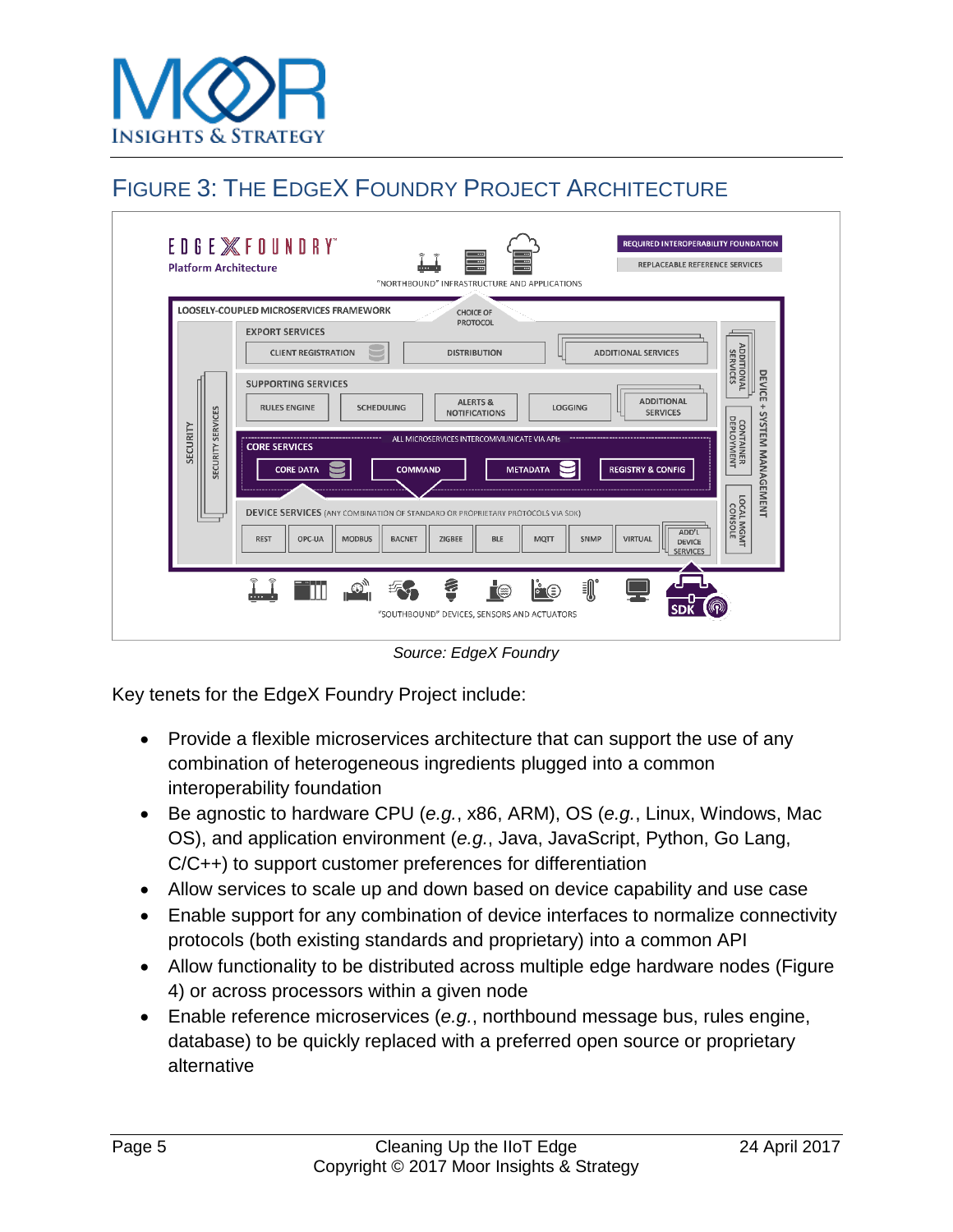## FIGURE 3: THE EDGEX FOUNDRY PROJECT ARCHITECTURE

*Source: EdgeX Foundry*

Key tenets for the EdgeX Foundry Project include:

- Provide a flexible microservices architecture that can support the use of any combination of heterogeneous ingredients plugged into a common interoperability foundation
- Be agnostic to hardware CPU (*e.g.*, x86, ARM), OS (*e.g.*, Linux, Windows, Mac OS), and application environment (*e.g.*, Java, JavaScript, Python, Go Lang, C/C++) to support customer preferences for differentiation
- Allow services to scale up and down based on device capability and use case
- Enable support for any combination of device interfaces to normalize connectivity protocols (both existing standards and proprietary) into a common API
- Allow functionality to be distributed across multiple edge hardware nodes (Figure 4) or across processors within a given node
- Enable reference microservices (*e.g.*, northbound message bus, rules engine, database) to be quickly replaced with a preferred open source or proprietary alternative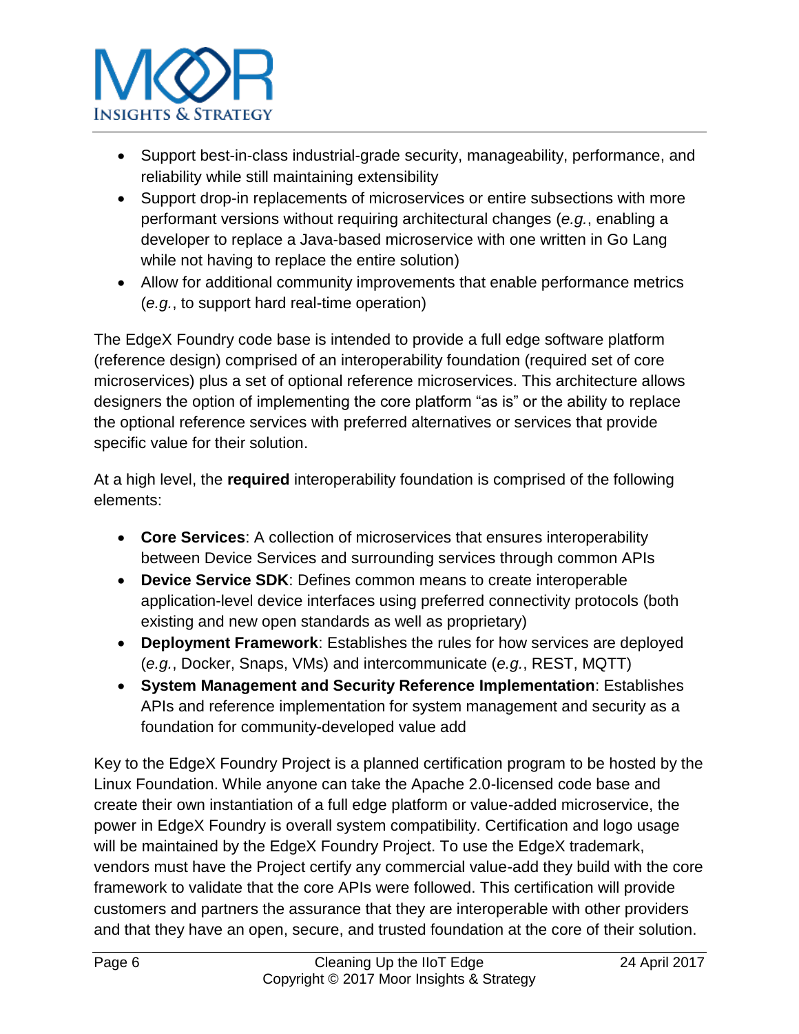- Support best-in-class industrial-grade security, manageability, performance, and reliability while still maintaining extensibility
- Support drop-in replacements of microservices or entire subsections with more performant versions without requiring architectural changes (*e.g.*, enabling a developer to replace a Java-based microservice with one written in Go Lang while not having to replace the entire solution)
- Allow for additional community improvements that enable performance metrics (*e.g.*, to support hard real-time operation)

The EdgeX Foundry code base is intended to provide a full edge software platform (reference design) comprised of an interoperability foundation (required set of core microservices) plus a set of optional reference microservices. This architecture allows designers the option of implementing the core platform "as is" or the ability to replace the optional reference services with preferred alternatives or services that provide specific value for their solution.

At a high level, the **required** interoperability foundation is comprised of the following elements:

- **Core Services**: A collection of microservices that ensures interoperability between Device Services and surrounding services through common APIs
- **Device Service SDK**: Defines common means to create interoperable application-level device interfaces using preferred connectivity protocols (both existing and new open standards as well as proprietary)
- **Deployment Framework**: Establishes the rules for how services are deployed (*e.g.*, Docker, Snaps, VMs) and intercommunicate (*e.g.*, REST, MQTT)
- **System Management and Security Reference Implementation**: Establishes APIs and reference implementation for system management and security as a foundation for community-developed value add

Key to the EdgeX Foundry Project is a planned certification program to be hosted by the Linux Foundation. While anyone can take the Apache 2.0-licensed code base and create their own instantiation of a full edge platform or value-added microservice, the power in EdgeX Foundry is overall system compatibility. Certification and logo usage will be maintained by the EdgeX Foundry Project. To use the EdgeX trademark, vendors must have the Project certify any commercial value-add they build with the core framework to validate that the core APIs were followed. This certification will provide customers and partners the assurance that they are interoperable with other providers and that they have an open, secure, and trusted foundation at the core of their solution.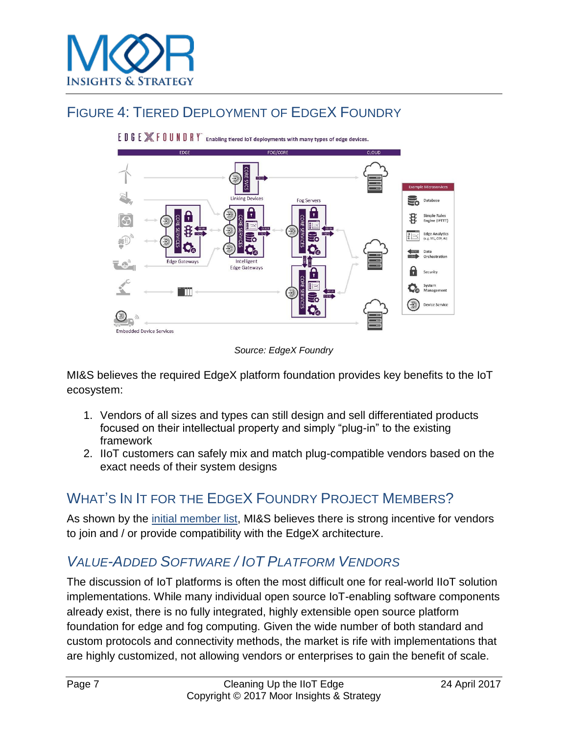## FIGURE 4: TIERED DEPLOYMENT OF EDGEX FOUNDRY

*Source: EdgeX Foundry*

MI&S believes the required EdgeX platform foundation provides key benefits to the IoT ecosystem:

1. Vendors of all sizes and types can still design and sell differentiated products focused on their intellectual property and simply "plug-in" to the existing framework
2. IIoT customers can safely mix and match plug-compatible vendors based on the exact needs of their system designs

## WHAT'S IN IT FOR THE EDGEX FOUNDRY PROJECT MEMBERS?

As shown by the initial member list, MI&S believes there is strong incentive for vendors to join and / or provide compatibility with the EdgeX architecture.

### *VALUE-ADDED SOFTWARE / IOT PLATFORM VENDORS*

The discussion of IoT platforms is often the most difficult one for real-world IIoT solution implementations. While many individual open source IoT-enabling software components already exist, there is no fully integrated, highly extensible open source platform foundation for edge and fog computing. Given the wide number of both standard and custom protocols and connectivity methods, the market is rife with implementations that are highly customized, not allowing vendors or enterprises to gain the benefit of scale.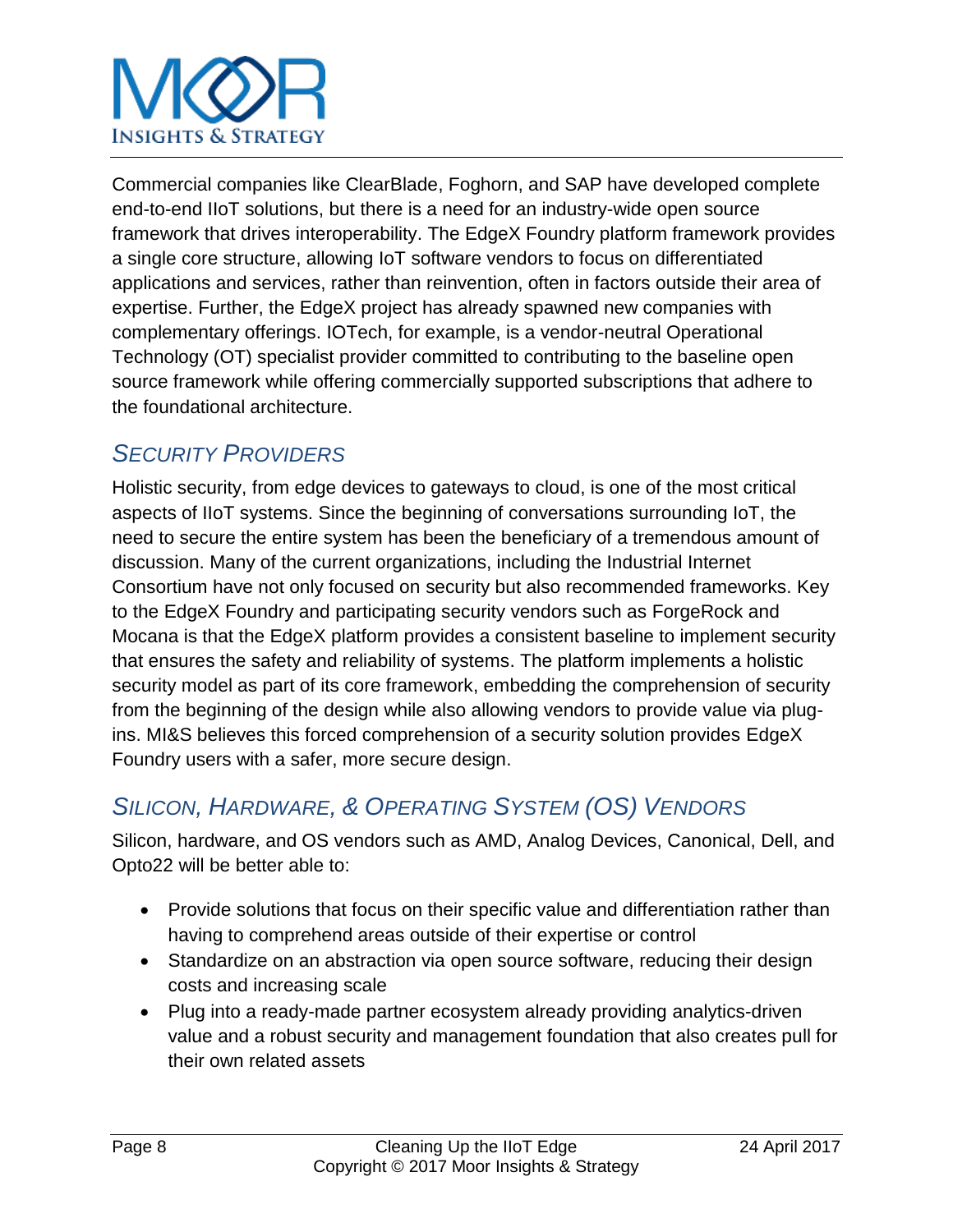Commercial companies like ClearBlade, Foghorn, and SAP have developed complete end-to-end IIoT solutions, but there is a need for an industry-wide open source framework that drives interoperability. The EdgeX Foundry platform framework provides a single core structure, allowing IoT software vendors to focus on differentiated applications and services, rather than reinvention, often in factors outside their area of expertise. Further, the EdgeX project has already spawned new companies with complementary offerings. IOTech, for example, is a vendor-neutral Operational Technology (OT) specialist provider committed to contributing to the baseline open source framework while offering commercially supported subscriptions that adhere to the foundational architecture.

## *Security Providers*

Holistic security, from edge devices to gateways to cloud, is one of the most critical aspects of IIoT systems. Since the beginning of conversations surrounding IoT, the need to secure the entire system has been the beneficiary of a tremendous amount of discussion. Many of the current organizations, including the Industrial Internet Consortium have not only focused on security but also recommended frameworks. Key to the EdgeX Foundry and participating security vendors such as ForgeRock and Mocana is that the EdgeX platform provides a consistent baseline to implement security that ensures the safety and reliability of systems. The platform implements a holistic security model as part of its core framework, embedding the comprehension of security from the beginning of the design while also allowing vendors to provide value via plug-ins. MI&S believes this forced comprehension of a security solution provides EdgeX Foundry users with a safer, more secure design.

## *Silicon, Hardware, & Operating System (OS) Vendors*

Silicon, hardware, and OS vendors such as AMD, Analog Devices, Canonical, Dell, and Opto22 will be better able to:

- Provide solutions that focus on their specific value and differentiation rather than having to comprehend areas outside of their expertise or control
- Standardize on an abstraction via open source software, reducing their design costs and increasing scale
- Plug into a ready-made partner ecosystem already providing analytics-driven value and a robust security and management foundation that also creates pull for their own related assets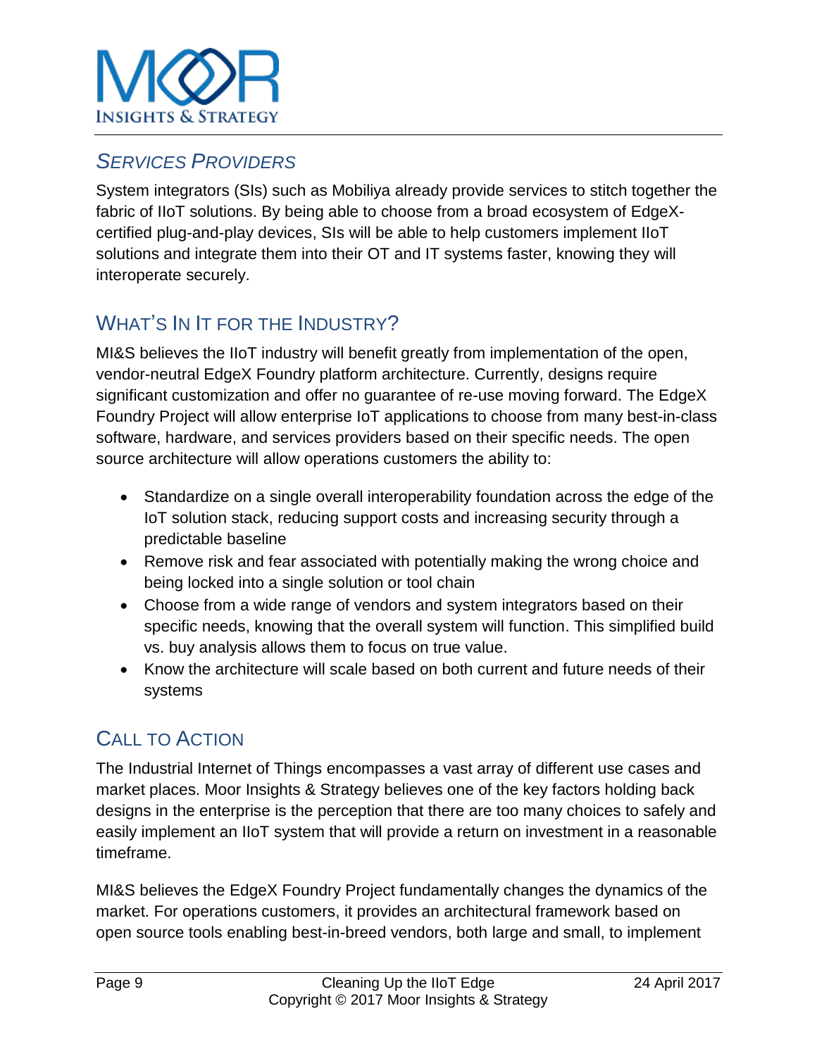## SERVICES PROVIDERS

System integrators (SIs) such as Mobiliya already provide services to stitch together the fabric of IIoT solutions. By being able to choose from a broad ecosystem of EdgeX-certified plug-and-play devices, SIs will be able to help customers implement IIoT solutions and integrate them into their OT and IT systems faster, knowing they will interoperate securely.

## WHAT'S IN IT FOR THE INDUSTRY?

MI&S believes the IIoT industry will benefit greatly from implementation of the open, vendor-neutral EdgeX Foundry platform architecture. Currently, designs require significant customization and offer no guarantee of re-use moving forward. The EdgeX Foundry Project will allow enterprise IoT applications to choose from many best-in-class software, hardware, and services providers based on their specific needs. The open source architecture will allow operations customers the ability to:

- Standardize on a single overall interoperability foundation across the edge of the IoT solution stack, reducing support costs and increasing security through a predictable baseline
- Remove risk and fear associated with potentially making the wrong choice and being locked into a single solution or tool chain
- Choose from a wide range of vendors and system integrators based on their specific needs, knowing that the overall system will function. This simplified build vs. buy analysis allows them to focus on true value.
- Know the architecture will scale based on both current and future needs of their systems

## CALL TO ACTION

The Industrial Internet of Things encompasses a vast array of different use cases and market places. Moor Insights & Strategy believes one of the key factors holding back designs in the enterprise is the perception that there are too many choices to safely and easily implement an IIoT system that will provide a return on investment in a reasonable timeframe.

MI&S believes the EdgeX Foundry Project fundamentally changes the dynamics of the market. For operations customers, it provides an architectural framework based on open source tools enabling best-in-breed vendors, both large and small, to implement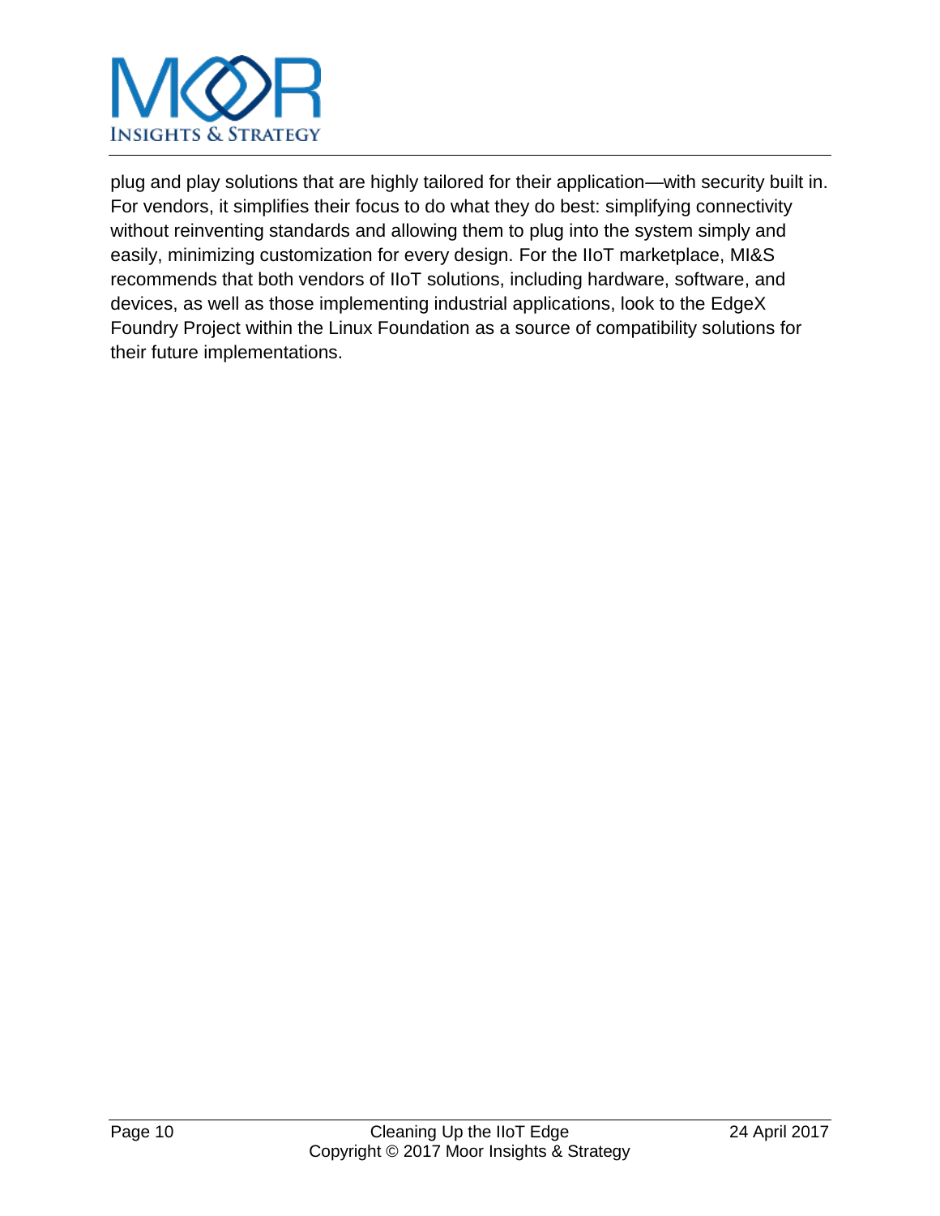plug and play solutions that are highly tailored for their application—with security built in. For vendors, it simplifies their focus to do what they do best: simplifying connectivity without reinventing standards and allowing them to plug into the system simply and easily, minimizing customization for every design. For the IIoT marketplace, MI&S recommends that both vendors of IIoT solutions, including hardware, software, and devices, as well as those implementing industrial applications, look to the EdgeX Foundry Project within the Linux Foundation as a source of compatibility solutions for their future implementations.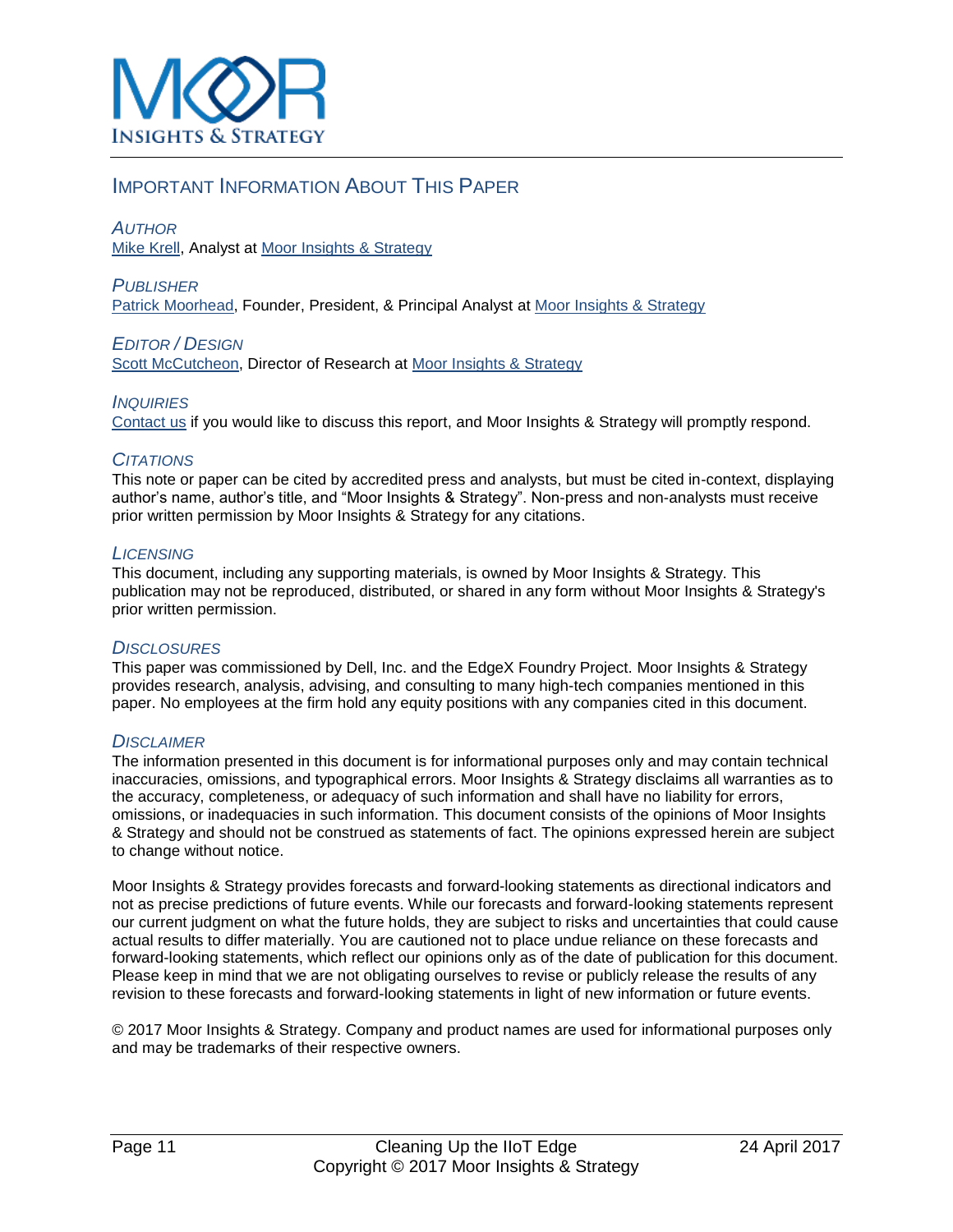## Important Information About This Paper

### *Author*

[Mike Krell], Analyst at [Moor Insights & Strategy]

### *Publisher*

[Patrick Moorhead], Founder, President, & Principal Analyst at [Moor Insights & Strategy]

### *Editor / Design*

[Scott McCutcheon], Director of Research at [Moor Insights & Strategy]

### *Inquiries*

[Contact us] if you would like to discuss this report, and Moor Insights & Strategy will promptly respond.

### *Citations*

This note or paper can be cited by accredited press and analysts, but must be cited in-context, displaying author's name, author's title, and "Moor Insights & Strategy". Non-press and non-analysts must receive prior written permission by Moor Insights & Strategy for any citations.

### *Licensing*

This document, including any supporting materials, is owned by Moor Insights & Strategy. This publication may not be reproduced, distributed, or shared in any form without Moor Insights & Strategy's prior written permission.

### *Disclosures*

This paper was commissioned by Dell, Inc. and the EdgeX Foundry Project. Moor Insights & Strategy provides research, analysis, advising, and consulting to many high-tech companies mentioned in this paper. No employees at the firm hold any equity positions with any companies cited in this document.

### *Disclaimer*

The information presented in this document is for informational purposes only and may contain technical inaccuracies, omissions, and typographical errors. Moor Insights & Strategy disclaims all warranties as to the accuracy, completeness, or adequacy of such information and shall have no liability for errors, omissions, or inadequacies in such information. This document consists of the opinions of Moor Insights & Strategy and should not be construed as statements of fact. The opinions expressed herein are subject to change without notice.

Moor Insights & Strategy provides forecasts and forward-looking statements as directional indicators and not as precise predictions of future events. While our forecasts and forward-looking statements represent our current judgment on what the future holds, they are subject to risks and uncertainties that could cause actual results to differ materially. You are cautioned not to place undue reliance on these forecasts and forward-looking statements, which reflect our opinions only as of the date of publication for this document. Please keep in mind that we are not obligating ourselves to revise or publicly release the results of any revision to these forecasts and forward-looking statements in light of new information or future events.

© 2017 Moor Insights & Strategy. Company and product names are used for informational purposes only and may be trademarks of their respective owners.